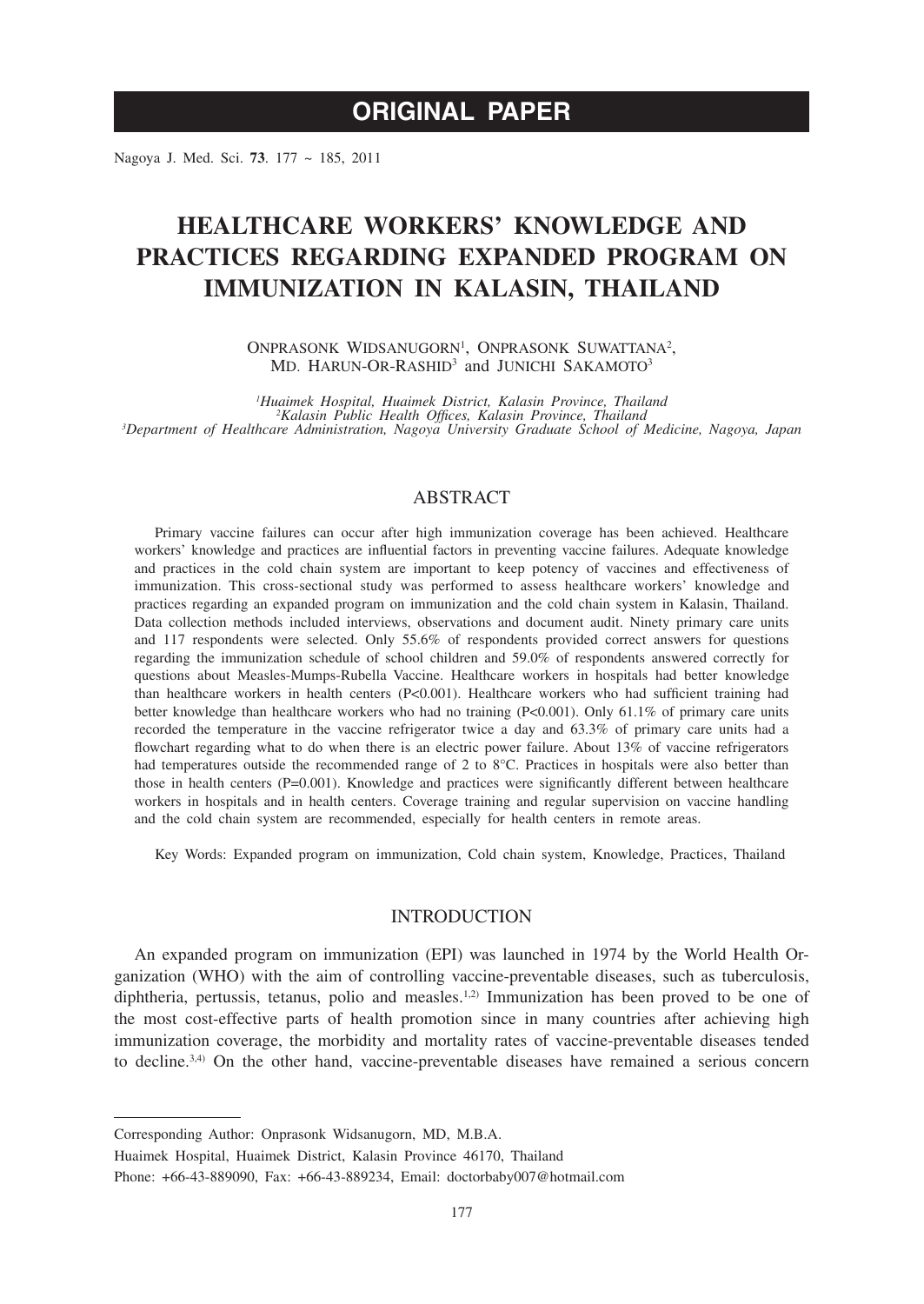# ORIGINAL PAPER

# HEALTHCARE WORKERS' KNOWLEDGE AND PRACTICES REGARDING EXPANDED PROGRAM ON IMMUNIZATION IN KALASIN, THAILAND

ONPRASONK WIDSANUGORN[1], ONPRASONK SUWATTANA[2], MD. HARUN-OR-RASHID[3] and JUNICHI SAKAMOTO[3]

*[1]Huaimek Hospital, Huaimek District, Kalasin Province, Thailand*
*[2]Kalasin Public Health Offices, Kalasin Province, Thailand*
*[3]Department of Healthcare Administration, Nagoya University Graduate School of Medicine, Nagoya, Japan*

## ABSTRACT

Primary vaccine failures can occur after high immunization coverage has been achieved. Healthcare workers' knowledge and practices are influential factors in preventing vaccine failures. Adequate knowledge and practices in the cold chain system are important to keep potency of vaccines and effectiveness of immunization. This cross-sectional study was performed to assess healthcare workers' knowledge and practices regarding an expanded program on immunization and the cold chain system in Kalasin, Thailand. Data collection methods included interviews, observations and document audit. Ninety primary care units and 117 respondents were selected. Only 55.6% of respondents provided correct answers for questions regarding the immunization schedule of school children and 59.0% of respondents answered correctly for questions about Measles-Mumps-Rubella Vaccine. Healthcare workers in hospitals had better knowledge than healthcare workers in health centers ($P<0.001$). Healthcare workers who had sufficient training had better knowledge than healthcare workers who had no training ($P<0.001$). Only 61.1% of primary care units recorded the temperature in the vaccine refrigerator twice a day and 63.3% of primary care units had a flowchart regarding what to do when there is an electric power failure. About 13% of vaccine refrigerators had temperatures outside the recommended range of 2 to 8°C. Practices in hospitals were also better than those in health centers ($P=0.001$). Knowledge and practices were significantly different between healthcare workers in hospitals and in health centers. Coverage training and regular supervision on vaccine handling and the cold chain system are recommended, especially for health centers in remote areas.

Key Words: Expanded program on immunization, Cold chain system, Knowledge, Practices, Thailand

## INTRODUCTION

An expanded program on immunization (EPI) was launched in 1974 by the World Health Organization (WHO) with the aim of controlling vaccine-preventable diseases, such as tuberculosis, diphtheria, pertussis, tetanus, polio and measles.[1,2] Immunization has been proved to be one of the most cost-effective parts of health promotion since in many countries after achieving high immunization coverage, the morbidity and mortality rates of vaccine-preventable diseases tended to decline.[3,4] On the other hand, vaccine-preventable diseases have remained a serious concern

Corresponding Author: Onprasonk Widsanugorn, MD, M.B.A.

Huaimek Hospital, Huaimek District, Kalasin Province 46170, Thailand

Phone: +66-43-889090, Fax: +66-43-889234, Email: doctorbaby007@hotmail.com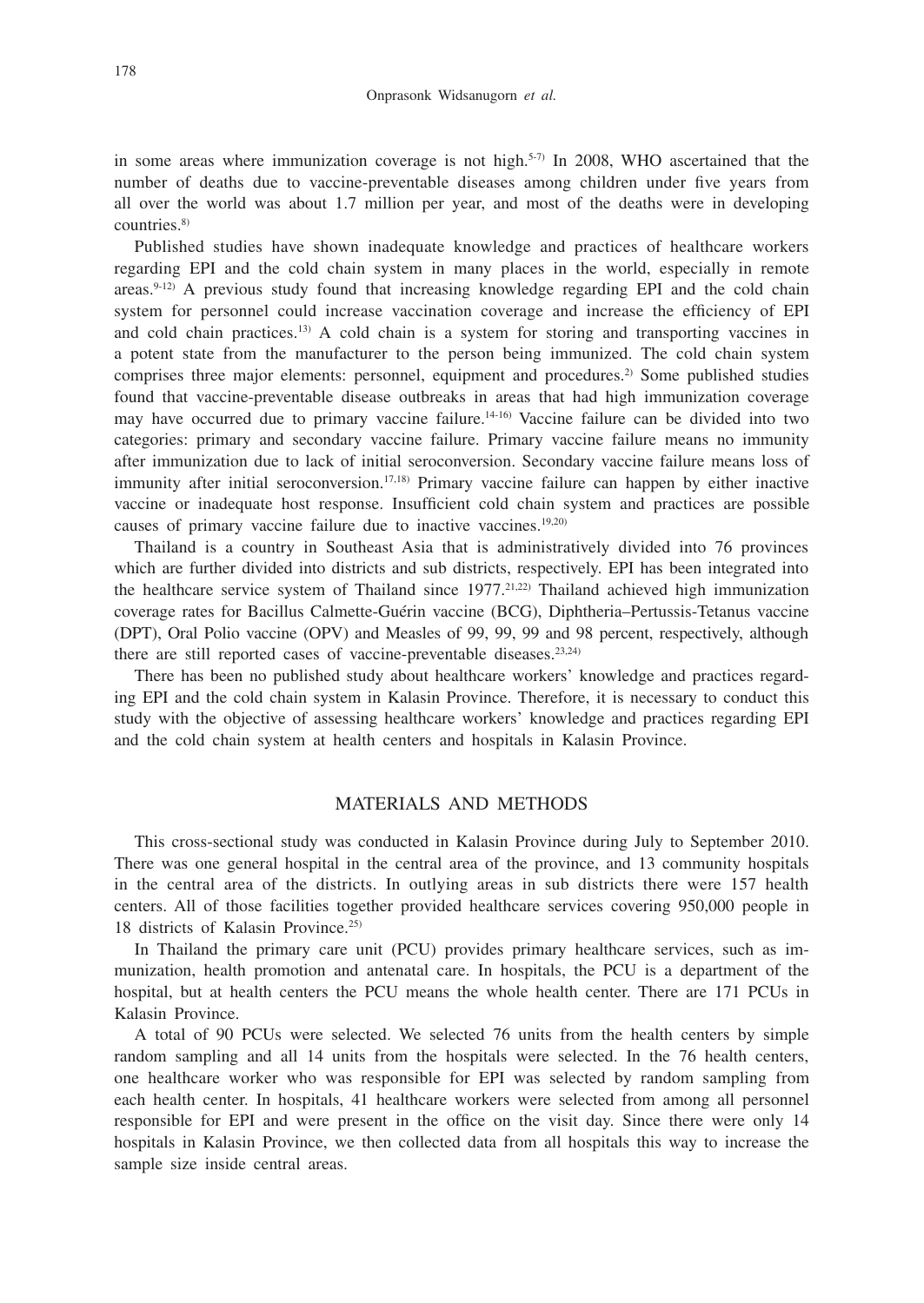in some areas where immunization coverage is not high.[5-7] In 2008, WHO ascertained that the number of deaths due to vaccine-preventable diseases among children under five years from all over the world was about 1.7 million per year, and most of the deaths were in developing countries.[8]

Published studies have shown inadequate knowledge and practices of healthcare workers regarding EPI and the cold chain system in many places in the world, especially in remote areas.[9-12] A previous study found that increasing knowledge regarding EPI and the cold chain system for personnel could increase vaccination coverage and increase the efficiency of EPI and cold chain practices.[13] A cold chain is a system for storing and transporting vaccines in a potent state from the manufacturer to the person being immunized. The cold chain system comprises three major elements: personnel, equipment and procedures.[2] Some published studies found that vaccine-preventable disease outbreaks in areas that had high immunization coverage may have occurred due to primary vaccine failure.[14-16] Vaccine failure can be divided into two categories: primary and secondary vaccine failure. Primary vaccine failure means no immunity after immunization due to lack of initial seroconversion. Secondary vaccine failure means loss of immunity after initial seroconversion.[17,18] Primary vaccine failure can happen by either inactive vaccine or inadequate host response. Insufficient cold chain system and practices are possible causes of primary vaccine failure due to inactive vaccines.[19,20]

Thailand is a country in Southeast Asia that is administratively divided into 76 provinces which are further divided into districts and sub districts, respectively. EPI has been integrated into the healthcare service system of Thailand since 1977.[21,22] Thailand achieved high immunization coverage rates for Bacillus Calmette-Guérin vaccine (BCG), Diphtheria–Pertussis-Tetanus vaccine (DPT), Oral Polio vaccine (OPV) and Measles of 99, 99, 99 and 98 percent, respectively, although there are still reported cases of vaccine-preventable diseases.[23,24]

There has been no published study about healthcare workers' knowledge and practices regarding EPI and the cold chain system in Kalasin Province. Therefore, it is necessary to conduct this study with the objective of assessing healthcare workers' knowledge and practices regarding EPI and the cold chain system at health centers and hospitals in Kalasin Province.

## MATERIALS AND METHODS

This cross-sectional study was conducted in Kalasin Province during July to September 2010. There was one general hospital in the central area of the province, and 13 community hospitals in the central area of the districts. In outlying areas in sub districts there were 157 health centers. All of those facilities together provided healthcare services covering 950,000 people in 18 districts of Kalasin Province.[25]

In Thailand the primary care unit (PCU) provides primary healthcare services, such as immunization, health promotion and antenatal care. In hospitals, the PCU is a department of the hospital, but at health centers the PCU means the whole health center. There are 171 PCUs in Kalasin Province.

A total of 90 PCUs were selected. We selected 76 units from the health centers by simple random sampling and all 14 units from the hospitals were selected. In the 76 health centers, one healthcare worker who was responsible for EPI was selected by random sampling from each health center. In hospitals, 41 healthcare workers were selected from among all personnel responsible for EPI and were present in the office on the visit day. Since there were only 14 hospitals in Kalasin Province, we then collected data from all hospitals this way to increase the sample size inside central areas.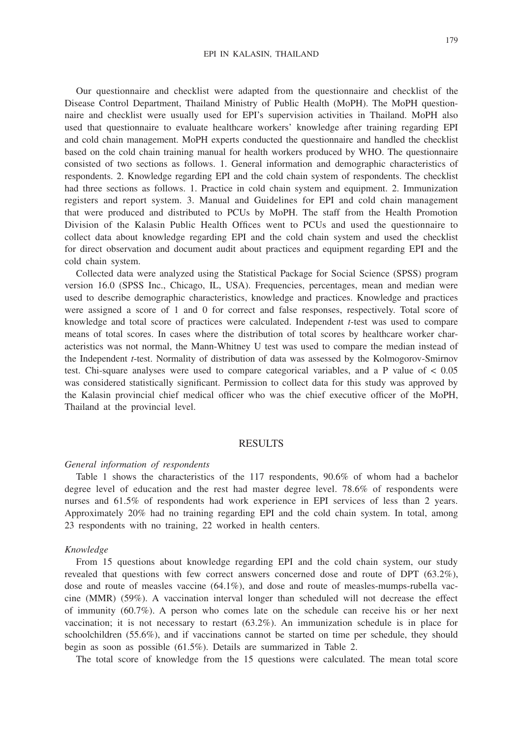Our questionnaire and checklist were adapted from the questionnaire and checklist of the Disease Control Department, Thailand Ministry of Public Health (MoPH). The MoPH questionnaire and checklist were usually used for EPI's supervision activities in Thailand. MoPH also used that questionnaire to evaluate healthcare workers' knowledge after training regarding EPI and cold chain management. MoPH experts conducted the questionnaire and handled the checklist based on the cold chain training manual for health workers produced by WHO. The questionnaire consisted of two sections as follows. 1. General information and demographic characteristics of respondents. 2. Knowledge regarding EPI and the cold chain system of respondents. The checklist had three sections as follows. 1. Practice in cold chain system and equipment. 2. Immunization registers and report system. 3. Manual and Guidelines for EPI and cold chain management that were produced and distributed to PCUs by MoPH. The staff from the Health Promotion Division of the Kalasin Public Health Offices went to PCUs and used the questionnaire to collect data about knowledge regarding EPI and the cold chain system and used the checklist for direct observation and document audit about practices and equipment regarding EPI and the cold chain system.

Collected data were analyzed using the Statistical Package for Social Science (SPSS) program version 16.0 (SPSS Inc., Chicago, IL, USA). Frequencies, percentages, mean and median were used to describe demographic characteristics, knowledge and practices. Knowledge and practices were assigned a score of 1 and 0 for correct and false responses, respectively. Total score of knowledge and total score of practices were calculated. Independent *t*-test was used to compare means of total scores. In cases where the distribution of total scores by healthcare worker characteristics was not normal, the Mann-Whitney U test was used to compare the median instead of the Independent *t*-test. Normality of distribution of data was assessed by the Kolmogorov-Smirnov test. Chi-square analyses were used to compare categorical variables, and a P value of $< 0.05$ was considered statistically significant. Permission to collect data for this study was approved by the Kalasin provincial chief medical officer who was the chief executive officer of the MoPH, Thailand at the provincial level.

## RESULTS

### *General information of respondents*

Table 1 shows the characteristics of the 117 respondents, 90.6% of whom had a bachelor degree level of education and the rest had master degree level. 78.6% of respondents were nurses and 61.5% of respondents had work experience in EPI services of less than 2 years. Approximately 20% had no training regarding EPI and the cold chain system. In total, among 23 respondents with no training, 22 worked in health centers.

### *Knowledge*

From 15 questions about knowledge regarding EPI and the cold chain system, our study revealed that questions with few correct answers concerned dose and route of DPT (63.2%), dose and route of measles vaccine (64.1%), and dose and route of measles-mumps-rubella vaccine (MMR) (59%). A vaccination interval longer than scheduled will not decrease the effect of immunity (60.7%). A person who comes late on the schedule can receive his or her next vaccination; it is not necessary to restart (63.2%). An immunization schedule is in place for schoolchildren (55.6%), and if vaccinations cannot be started on time per schedule, they should begin as soon as possible (61.5%). Details are summarized in Table 2.

The total score of knowledge from the 15 questions were calculated. The mean total score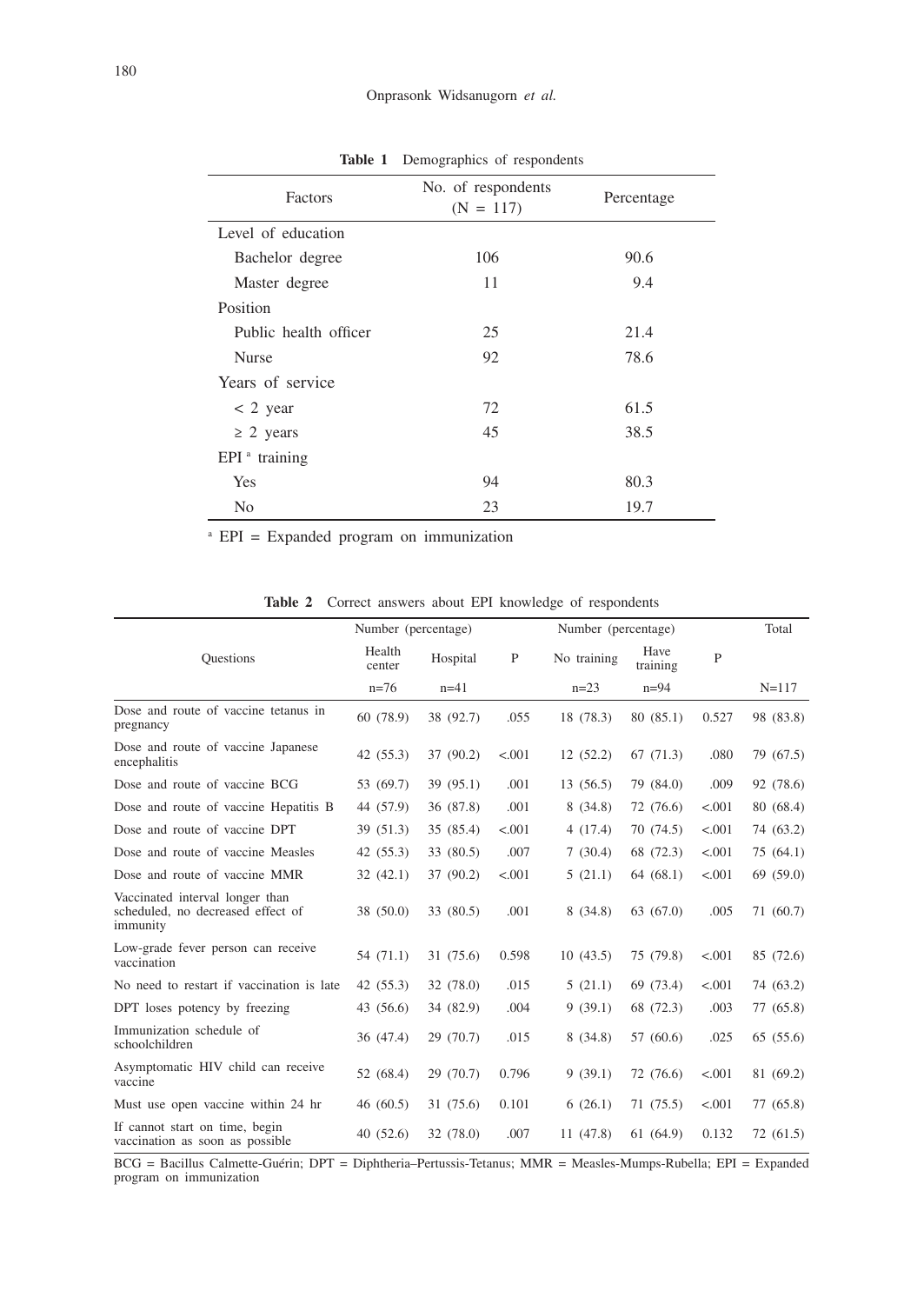**Table 1** Demographics of respondents

| Factors | No. of respondents (N = 117) | Percentage |
|---|---|---|
| Level of education | | |
| Bachelor degree | 106 | 90.6 |
| Master degree | 11 | 9.4 |
| Position | | |
| Public health officer | 25 | 21.4 |
| Nurse | 92 | 78.6 |
| Years of service | | |
| < 2 year | 72 | 61.5 |
| ≥ 2 years | 45 | 38.5 |
| EPI [a] training | | |
| Yes | 94 | 80.3 |
| No | 23 | 19.7 |

[a] EPI = Expanded program on immunization

**Table 2** Correct answers about EPI knowledge of respondents

| Questions | Number (percentage) | | P | Number (percentage) | | P | Total |
|---|---|---|---|---|---|---|---|
| | Health center | Hospital | | No training | Have training | | |
| | n=76 | n=41 | | n=23 | n=94 | | N=117 |
| Dose and route of vaccine tetanus in pregnancy | 60 (78.9) | 38 (92.7) | .055 | 18 (78.3) | 80 (85.1) | 0.527 | 98 (83.8) |
| Dose and route of vaccine Japanese encephalitis | 42 (55.3) | 37 (90.2) | <.001 | 12 (52.2) | 67 (71.3) | .080 | 79 (67.5) |
| Dose and route of vaccine BCG | 53 (69.7) | 39 (95.1) | .001 | 13 (56.5) | 79 (84.0) | .009 | 92 (78.6) |
| Dose and route of vaccine Hepatitis B | 44 (57.9) | 36 (87.8) | .001 | 8 (34.8) | 72 (76.6) | <.001 | 80 (68.4) |
| Dose and route of vaccine DPT | 39 (51.3) | 35 (85.4) | <.001 | 4 (17.4) | 70 (74.5) | <.001 | 74 (63.2) |
| Dose and route of vaccine Measles | 42 (55.3) | 33 (80.5) | .007 | 7 (30.4) | 68 (72.3) | <.001 | 75 (64.1) |
| Dose and route of vaccine MMR | 32 (42.1) | 37 (90.2) | <.001 | 5 (21.1) | 64 (68.1) | <.001 | 69 (59.0) |
| Vaccinated interval longer than scheduled, no decreased effect of immunity | 38 (50.0) | 33 (80.5) | .001 | 8 (34.8) | 63 (67.0) | .005 | 71 (60.7) |
| Low-grade fever person can receive vaccination | 54 (71.1) | 31 (75.6) | 0.598 | 10 (43.5) | 75 (79.8) | <.001 | 85 (72.6) |
| No need to restart if vaccination is late | 42 (55.3) | 32 (78.0) | .015 | 5 (21.1) | 69 (73.4) | <.001 | 74 (63.2) |
| DPT loses potency by freezing | 43 (56.6) | 34 (82.9) | .004 | 9 (39.1) | 68 (72.3) | .003 | 77 (65.8) |
| Immunization schedule of schoolchildren | 36 (47.4) | 29 (70.7) | .015 | 8 (34.8) | 57 (60.6) | .025 | 65 (55.6) |
| Asymptomatic HIV child can receive vaccine | 52 (68.4) | 29 (70.7) | 0.796 | 9 (39.1) | 72 (76.6) | <.001 | 81 (69.2) |
| Must use open vaccine within 24 hr | 46 (60.5) | 31 (75.6) | 0.101 | 6 (26.1) | 71 (75.5) | <.001 | 77 (65.8) |
| If cannot start on time, begin vaccination as soon as possible | 40 (52.6) | 32 (78.0) | .007 | 11 (47.8) | 61 (64.9) | 0.132 | 72 (61.5) |

BCG = Bacillus Calmette-Guérin; DPT = Diphtheria–Pertussis-Tetanus; MMR = Measles-Mumps-Rubella; EPI = Expanded program on immunization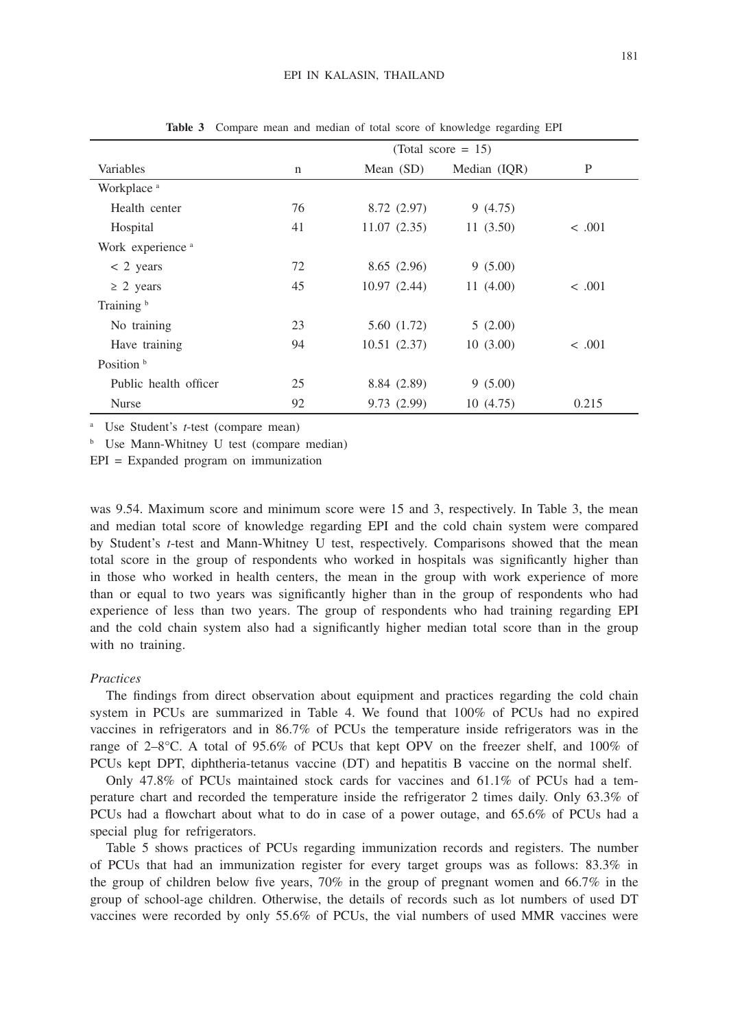**Table 3** Compare mean and median of total score of knowledge regarding EPI

| Variables | n | Mean (SD) | Median (IQR) | P |
|---|---|---|---|---|
| | | (Total score = 15) | | |
| Workplace [a] | | | | |
| Health center | 76 | 8.72 (2.97) | 9 (4.75) | |
| Hospital | 41 | 11.07 (2.35) | 11 (3.50) | < .001 |
| Work experience [a] | | | | |
| < 2 years | 72 | 8.65 (2.96) | 9 (5.00) | |
| ≥ 2 years | 45 | 10.97 (2.44) | 11 (4.00) | < .001 |
| Training [b] | | | | |
| No training | 23 | 5.60 (1.72) | 5 (2.00) | |
| Have training | 94 | 10.51 (2.37) | 10 (3.00) | < .001 |
| Position [b] | | | | |
| Public health officer | 25 | 8.84 (2.89) | 9 (5.00) | |
| Nurse | 92 | 9.73 (2.99) | 10 (4.75) | 0.215 |

[a] Use Student's *t*-test (compare mean)

[b] Use Mann-Whitney U test (compare median)

EPI = Expanded program on immunization

was 9.54. Maximum score and minimum score were 15 and 3, respectively. In Table 3, the mean and median total score of knowledge regarding EPI and the cold chain system were compared by Student's *t*-test and Mann-Whitney U test, respectively. Comparisons showed that the mean total score in the group of respondents who worked in hospitals was significantly higher than in those who worked in health centers, the mean in the group with work experience of more than or equal to two years was significantly higher than in the group of respondents who had experience of less than two years. The group of respondents who had training regarding EPI and the cold chain system also had a significantly higher median total score than in the group with no training.

*Practices*

The findings from direct observation about equipment and practices regarding the cold chain system in PCUs are summarized in Table 4. We found that 100% of PCUs had no expired vaccines in refrigerators and in 86.7% of PCUs the temperature inside refrigerators was in the range of 2–8°C. A total of 95.6% of PCUs that kept OPV on the freezer shelf, and 100% of PCUs kept DPT, diphtheria-tetanus vaccine (DT) and hepatitis B vaccine on the normal shelf.

Only 47.8% of PCUs maintained stock cards for vaccines and 61.1% of PCUs had a temperature chart and recorded the temperature inside the refrigerator 2 times daily. Only 63.3% of PCUs had a flowchart about what to do in case of a power outage, and 65.6% of PCUs had a special plug for refrigerators.

Table 5 shows practices of PCUs regarding immunization records and registers. The number of PCUs that had an immunization register for every target groups was as follows: 83.3% in the group of children below five years, 70% in the group of pregnant women and 66.7% in the group of school-age children. Otherwise, the details of records such as lot numbers of used DT vaccines were recorded by only 55.6% of PCUs, the vial numbers of used MMR vaccines were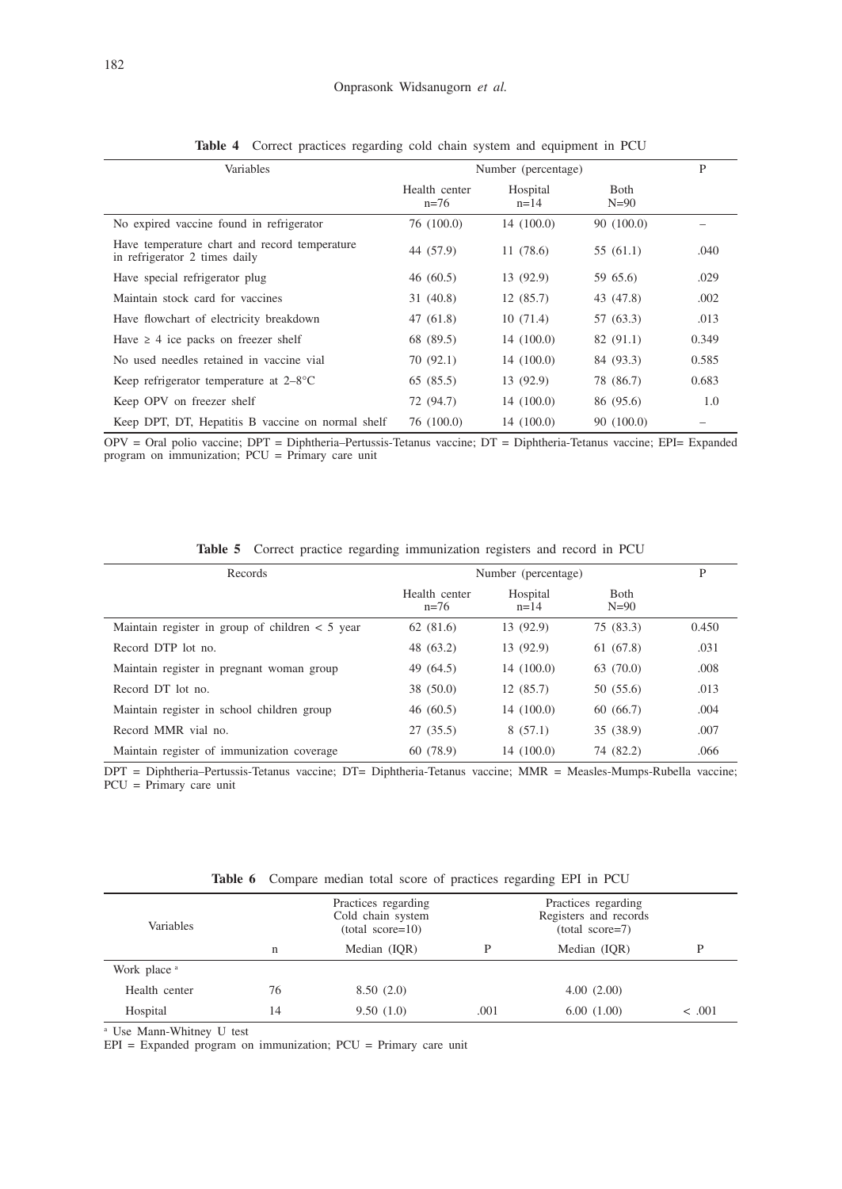**Table 4** Correct practices regarding cold chain system and equipment in PCU

| Variables | Number (percentage) | | | P |
|---|---|---|---|---|
| | Health center n=76 | Hospital n=14 | Both N=90 | |
| No expired vaccine found in refrigerator | 76 (100.0) | 14 (100.0) | 90 (100.0) | – |
| Have temperature chart and record temperature in refrigerator 2 times daily | 44 (57.9) | 11 (78.6) | 55 (61.1) | .040 |
| Have special refrigerator plug | 46 (60.5) | 13 (92.9) | 59 65.6) | .029 |
| Maintain stock card for vaccines | 31 (40.8) | 12 (85.7) | 43 (47.8) | .002 |
| Have flowchart of electricity breakdown | 47 (61.8) | 10 (71.4) | 57 (63.3) | .013 |
| Have ≥ 4 ice packs on freezer shelf | 68 (89.5) | 14 (100.0) | 82 (91.1) | 0.349 |
| No used needles retained in vaccine vial | 70 (92.1) | 14 (100.0) | 84 (93.3) | 0.585 |
| Keep refrigerator temperature at 2–8°C | 65 (85.5) | 13 (92.9) | 78 (86.7) | 0.683 |
| Keep OPV on freezer shelf | 72 (94.7) | 14 (100.0) | 86 (95.6) | 1.0 |
| Keep DPT, DT, Hepatitis B vaccine on normal shelf | 76 (100.0) | 14 (100.0) | 90 (100.0) | – |

OPV = Oral polio vaccine; DPT = Diphtheria–Pertussis-Tetanus vaccine; DT = Diphtheria-Tetanus vaccine; EPI= Expanded program on immunization; PCU = Primary care unit

**Table 5** Correct practice regarding immunization registers and record in PCU

| Records | Number (percentage) | | | P |
|---|---|---|---|---|
| | Health center n=76 | Hospital n=14 | Both N=90 | |
| Maintain register in group of children < 5 year | 62 (81.6) | 13 (92.9) | 75 (83.3) | 0.450 |
| Record DTP lot no. | 48 (63.2) | 13 (92.9) | 61 (67.8) | .031 |
| Maintain register in pregnant woman group | 49 (64.5) | 14 (100.0) | 63 (70.0) | .008 |
| Record DT lot no. | 38 (50.0) | 12 (85.7) | 50 (55.6) | .013 |
| Maintain register in school children group | 46 (60.5) | 14 (100.0) | 60 (66.7) | .004 |
| Record MMR vial no. | 27 (35.5) | 8 (57.1) | 35 (38.9) | .007 |
| Maintain register of immunization coverage | 60 (78.9) | 14 (100.0) | 74 (82.2) | .066 |

DPT = Diphtheria–Pertussis-Tetanus vaccine; DT= Diphtheria-Tetanus vaccine; MMR = Measles-Mumps-Rubella vaccine; PCU = Primary care unit

**Table 6** Compare median total score of practices regarding EPI in PCU

| Variables | | Practices regarding Cold chain system (total score=10) | | Practices regarding Registers and records (total score=7) | |
|---|---|---|---|---|---|
| | n | Median (IQR) | P | Median (IQR) | P |
| Work place [a] | | | | | |
| Health center | 76 | 8.50 (2.0) | | 4.00 (2.00) | |
| Hospital | 14 | 9.50 (1.0) | .001 | 6.00 (1.00) | < .001 |

[a] Use Mann-Whitney U test

EPI = Expanded program on immunization; PCU = Primary care unit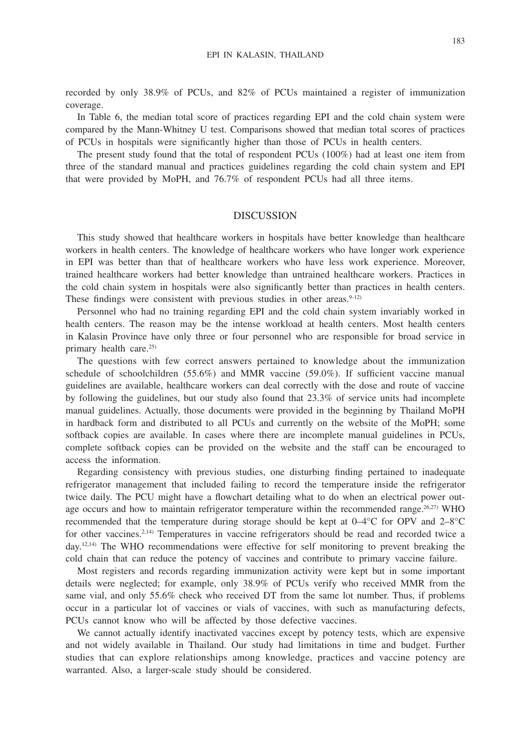recorded by only 38.9% of PCUs, and 82% of PCUs maintained a register of immunization coverage.

In Table 6, the median total score of practices regarding EPI and the cold chain system were compared by the Mann-Whitney U test. Comparisons showed that median total scores of practices of PCUs in hospitals were significantly higher than those of PCUs in health centers.

The present study found that the total of respondent PCUs (100%) had at least one item from three of the standard manual and practices guidelines regarding the cold chain system and EPI that were provided by MoPH, and 76.7% of respondent PCUs had all three items.

## DISCUSSION

This study showed that healthcare workers in hospitals have better knowledge than healthcare workers in health centers. The knowledge of healthcare workers who have longer work experience in EPI was better than that of healthcare workers who have less work experience. Moreover, trained healthcare workers had better knowledge than untrained healthcare workers. Practices in the cold chain system in hospitals were also significantly better than practices in health centers. These findings were consistent with previous studies in other areas.[9-12]

Personnel who had no training regarding EPI and the cold chain system invariably worked in health centers. The reason may be the intense workload at health centers. Most health centers in Kalasin Province have only three or four personnel who are responsible for broad service in primary health care.[25]

The questions with few correct answers pertained to knowledge about the immunization schedule of schoolchildren (55.6%) and MMR vaccine (59.0%). If sufficient vaccine manual guidelines are available, healthcare workers can deal correctly with the dose and route of vaccine by following the guidelines, but our study also found that 23.3% of service units had incomplete manual guidelines. Actually, those documents were provided in the beginning by Thailand MoPH in hardback form and distributed to all PCUs and currently on the website of the MoPH; some softback copies are available. In cases where there are incomplete manual guidelines in PCUs, complete softback copies can be provided on the website and the staff can be encouraged to access the information.

Regarding consistency with previous studies, one disturbing finding pertained to inadequate refrigerator management that included failing to record the temperature inside the refrigerator twice daily. The PCU might have a flowchart detailing what to do when an electrical power outage occurs and how to maintain refrigerator temperature within the recommended range.[26,27] WHO recommended that the temperature during storage should be kept at 0–4°C for OPV and 2–8°C for other vaccines.[2,14] Temperatures in vaccine refrigerators should be read and recorded twice a day.[12,14] The WHO recommendations were effective for self monitoring to prevent breaking the cold chain that can reduce the potency of vaccines and contribute to primary vaccine failure.

Most registers and records regarding immunization activity were kept but in some important details were neglected; for example, only 38.9% of PCUs verify who received MMR from the same vial, and only 55.6% check who received DT from the same lot number. Thus, if problems occur in a particular lot of vaccines or vials of vaccines, with such as manufacturing defects, PCUs cannot know who will be affected by those defective vaccines.

We cannot actually identify inactivated vaccines except by potency tests, which are expensive and not widely available in Thailand. Our study had limitations in time and budget. Further studies that can explore relationships among knowledge, practices and vaccine potency are warranted. Also, a larger-scale study should be considered.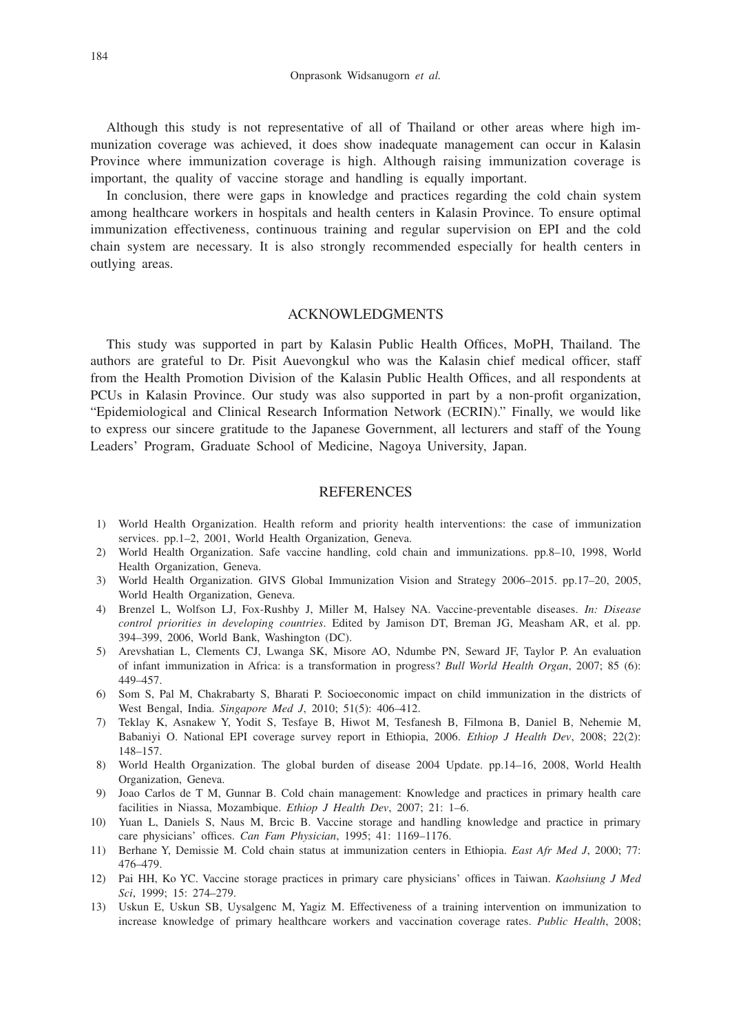Although this study is not representative of all of Thailand or other areas where high immunization coverage was achieved, it does show inadequate management can occur in Kalasin Province where immunization coverage is high. Although raising immunization coverage is important, the quality of vaccine storage and handling is equally important.

In conclusion, there were gaps in knowledge and practices regarding the cold chain system among healthcare workers in hospitals and health centers in Kalasin Province. To ensure optimal immunization effectiveness, continuous training and regular supervision on EPI and the cold chain system are necessary. It is also strongly recommended especially for health centers in outlying areas.

## ACKNOWLEDGMENTS

This study was supported in part by Kalasin Public Health Offices, MoPH, Thailand. The authors are grateful to Dr. Pisit Auevongkul who was the Kalasin chief medical officer, staff from the Health Promotion Division of the Kalasin Public Health Offices, and all respondents at PCUs in Kalasin Province. Our study was also supported in part by a non-profit organization, "Epidemiological and Clinical Research Information Network (ECRIN)." Finally, we would like to express our sincere gratitude to the Japanese Government, all lecturers and staff of the Young Leaders' Program, Graduate School of Medicine, Nagoya University, Japan.

## REFERENCES

1) World Health Organization. Health reform and priority health interventions: the case of immunization services. pp.1–2, 2001, World Health Organization, Geneva.
2) World Health Organization. Safe vaccine handling, cold chain and immunizations. pp.8–10, 1998, World Health Organization, Geneva.
3) World Health Organization. GIVS Global Immunization Vision and Strategy 2006–2015. pp.17–20, 2005, World Health Organization, Geneva.
4) Brenzel L, Wolfson LJ, Fox-Rushby J, Miller M, Halsey NA. Vaccine-preventable diseases. *In: Disease control priorities in developing countries*. Edited by Jamison DT, Breman JG, Measham AR, et al. pp. 394–399, 2006, World Bank, Washington (DC).
5) Arevshatian L, Clements CJ, Lwanga SK, Misore AO, Ndumbe PN, Seward JF, Taylor P. An evaluation of infant immunization in Africa: is a transformation in progress? *Bull World Health Organ*, 2007; 85 (6): 449–457.
6) Som S, Pal M, Chakrabarty S, Bharati P. Socioeconomic impact on child immunization in the districts of West Bengal, India. *Singapore Med J*, 2010; 51(5): 406–412.
7) Teklay K, Asnakew Y, Yodit S, Tesfaye B, Hiwot M, Tesfanesh B, Filmona B, Daniel B, Nehemie M, Babaniyi O. National EPI coverage survey report in Ethiopia, 2006. *Ethiop J Health Dev*, 2008; 22(2): 148–157.
8) World Health Organization. The global burden of disease 2004 Update. pp.14–16, 2008, World Health Organization, Geneva.
9) Joao Carlos de T M, Gunnar B. Cold chain management: Knowledge and practices in primary health care facilities in Niassa, Mozambique. *Ethiop J Health Dev*, 2007; 21: 1–6.
10) Yuan L, Daniels S, Naus M, Brcic B. Vaccine storage and handling knowledge and practice in primary care physicians' offices. *Can Fam Physician*, 1995; 41: 1169–1176.
11) Berhane Y, Demissie M. Cold chain status at immunization centers in Ethiopia. *East Afr Med J*, 2000; 77: 476–479.
12) Pai HH, Ko YC. Vaccine storage practices in primary care physicians' offices in Taiwan. *Kaohsiung J Med Sci*, 1999; 15: 274–279.
13) Uskun E, Uskun SB, Uysalgenc M, Yagiz M. Effectiveness of a training intervention on immunization to increase knowledge of primary healthcare workers and vaccination coverage rates. *Public Health*, 2008;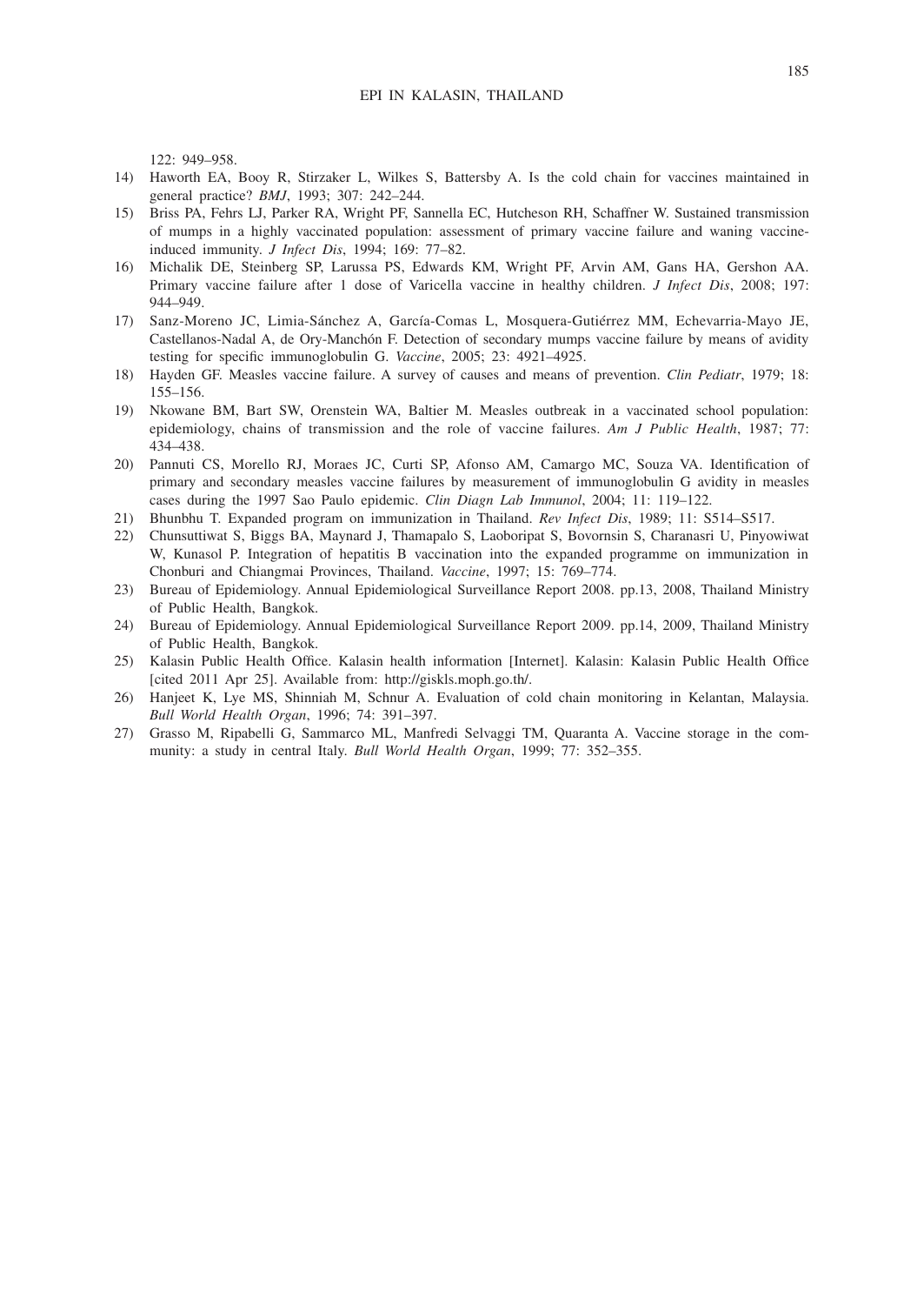122: 949–958.

14) Haworth EA, Booy R, Stirzaker L, Wilkes S, Battersby A. Is the cold chain for vaccines maintained in general practice? *BMJ*, 1993; 307: 242–244.
15) Briss PA, Fehrs LJ, Parker RA, Wright PF, Sannella EC, Hutcheson RH, Schaffner W. Sustained transmission of mumps in a highly vaccinated population: assessment of primary vaccine failure and waning vaccine-induced immunity. *J Infect Dis*, 1994; 169: 77–82.
16) Michalik DE, Steinberg SP, Larussa PS, Edwards KM, Wright PF, Arvin AM, Gans HA, Gershon AA. Primary vaccine failure after 1 dose of Varicella vaccine in healthy children. *J Infect Dis*, 2008; 197: 944–949.
17) Sanz-Moreno JC, Limia-Sánchez A, García-Comas L, Mosquera-Gutiérrez MM, Echevarria-Mayo JE, Castellanos-Nadal A, de Ory-Manchón F. Detection of secondary mumps vaccine failure by means of avidity testing for specific immunoglobulin G. *Vaccine*, 2005; 23: 4921–4925.
18) Hayden GF. Measles vaccine failure. A survey of causes and means of prevention. *Clin Pediatr*, 1979; 18: 155–156.
19) Nkowane BM, Bart SW, Orenstein WA, Baltier M. Measles outbreak in a vaccinated school population: epidemiology, chains of transmission and the role of vaccine failures. *Am J Public Health*, 1987; 77: 434–438.
20) Pannuti CS, Morello RJ, Moraes JC, Curti SP, Afonso AM, Camargo MC, Souza VA. Identification of primary and secondary measles vaccine failures by measurement of immunoglobulin G avidity in measles cases during the 1997 Sao Paulo epidemic. *Clin Diagn Lab Immunol*, 2004; 11: 119–122.
21) Bhunbhu T. Expanded program on immunization in Thailand. *Rev Infect Dis*, 1989; 11: S514–S517.
22) Chunsuttiwat S, Biggs BA, Maynard J, Thamapalo S, Laoboripat S, Bovornsin S, Charanasri U, Pinyowiwat W, Kunasol P. Integration of hepatitis B vaccination into the expanded programme on immunization in Chonburi and Chiangmai Provinces, Thailand. *Vaccine*, 1997; 15: 769–774.
23) Bureau of Epidemiology. Annual Epidemiological Surveillance Report 2008. pp.13, 2008, Thailand Ministry of Public Health, Bangkok.
24) Bureau of Epidemiology. Annual Epidemiological Surveillance Report 2009. pp.14, 2009, Thailand Ministry of Public Health, Bangkok.
25) Kalasin Public Health Office. Kalasin health information [Internet]. Kalasin: Kalasin Public Health Office [cited 2011 Apr 25]. Available from: http://giskls.moph.go.th/.
26) Hanjeet K, Lye MS, Shinniah M, Schnur A. Evaluation of cold chain monitoring in Kelantan, Malaysia. *Bull World Health Organ*, 1996; 74: 391–397.
27) Grasso M, Ripabelli G, Sammarco ML, Manfredi Selvaggi TM, Quaranta A. Vaccine storage in the community: a study in central Italy. *Bull World Health Organ*, 1999; 77: 352–355.